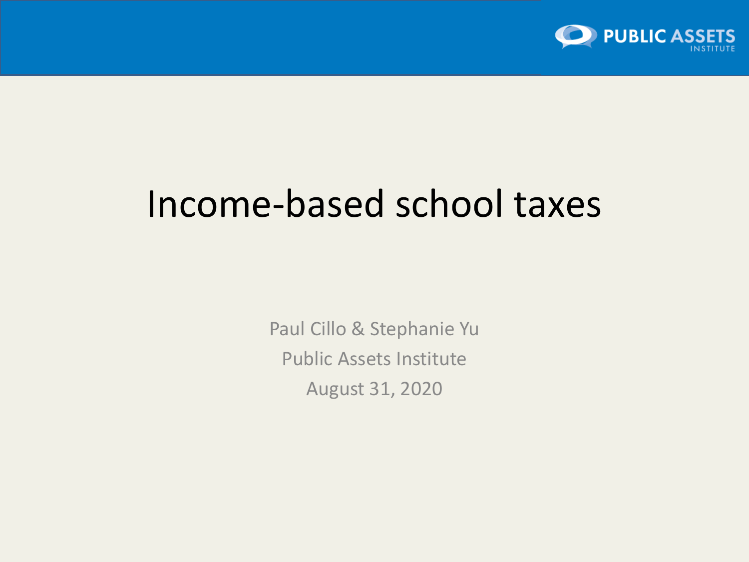# Income-based school taxes

Paul Cillo & Stephanie Yu

Public Assets Institute

August 31, 2020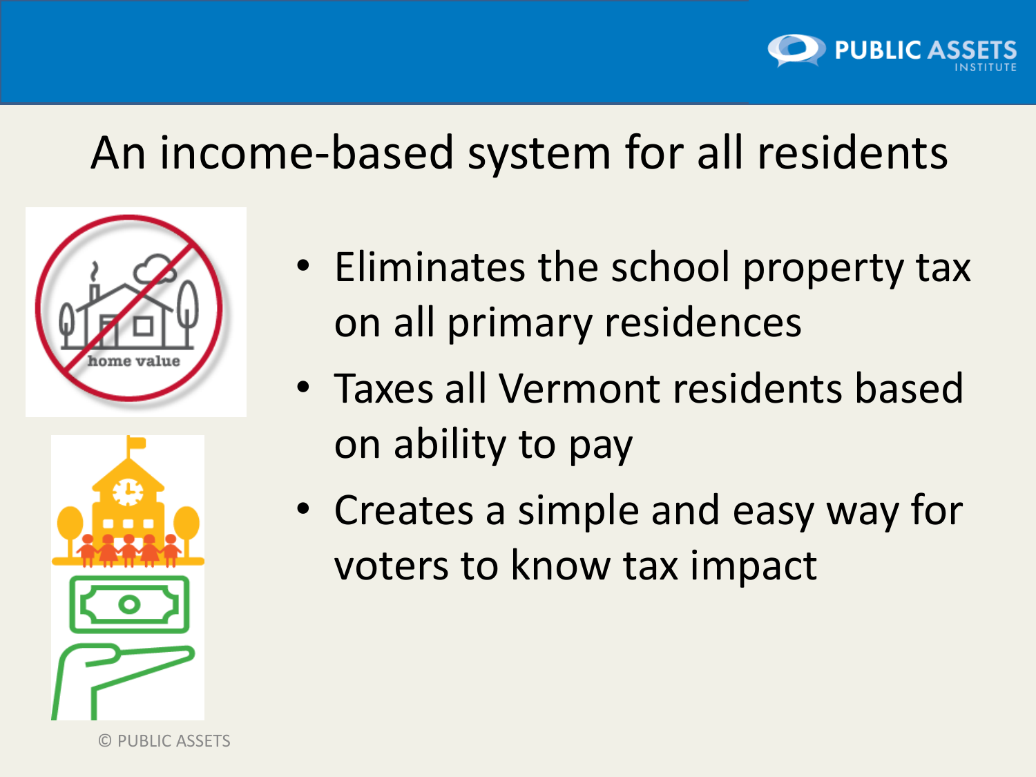# An income-based system for all residents

- Eliminates the school property tax on all primary residences
- Taxes all Vermont residents based on ability to pay
- Creates a simple and easy way for voters to know tax impact

© PUBLIC ASSETS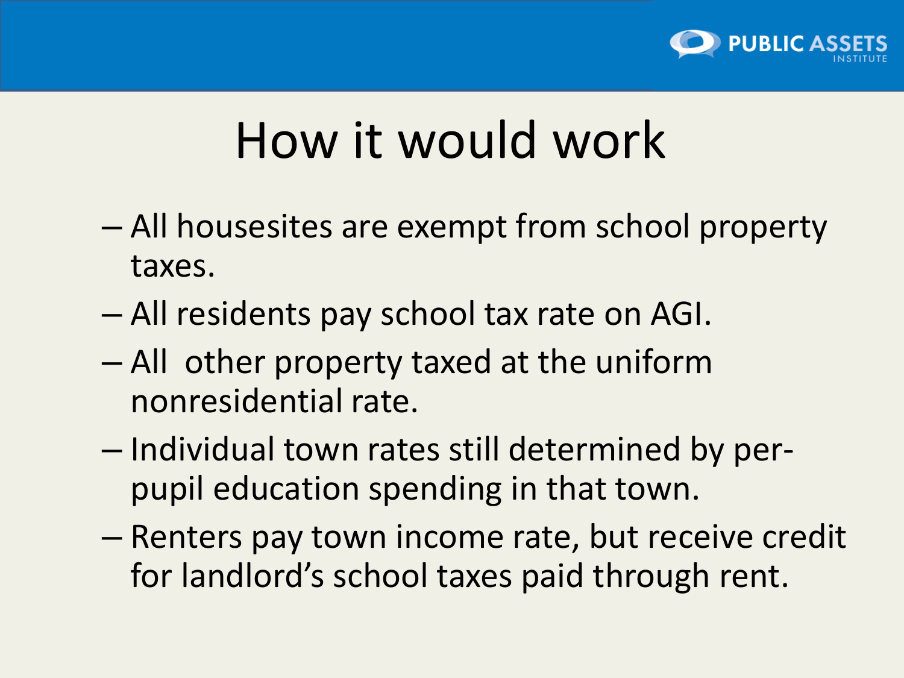# How it would work

- All housesites are exempt from school property taxes.
- All residents pay school tax rate on AGI.
- All other property taxed at the uniform nonresidential rate.
- Individual town rates still determined by per-pupil education spending in that town.
- Renters pay town income rate, but receive credit for landlord's school taxes paid through rent.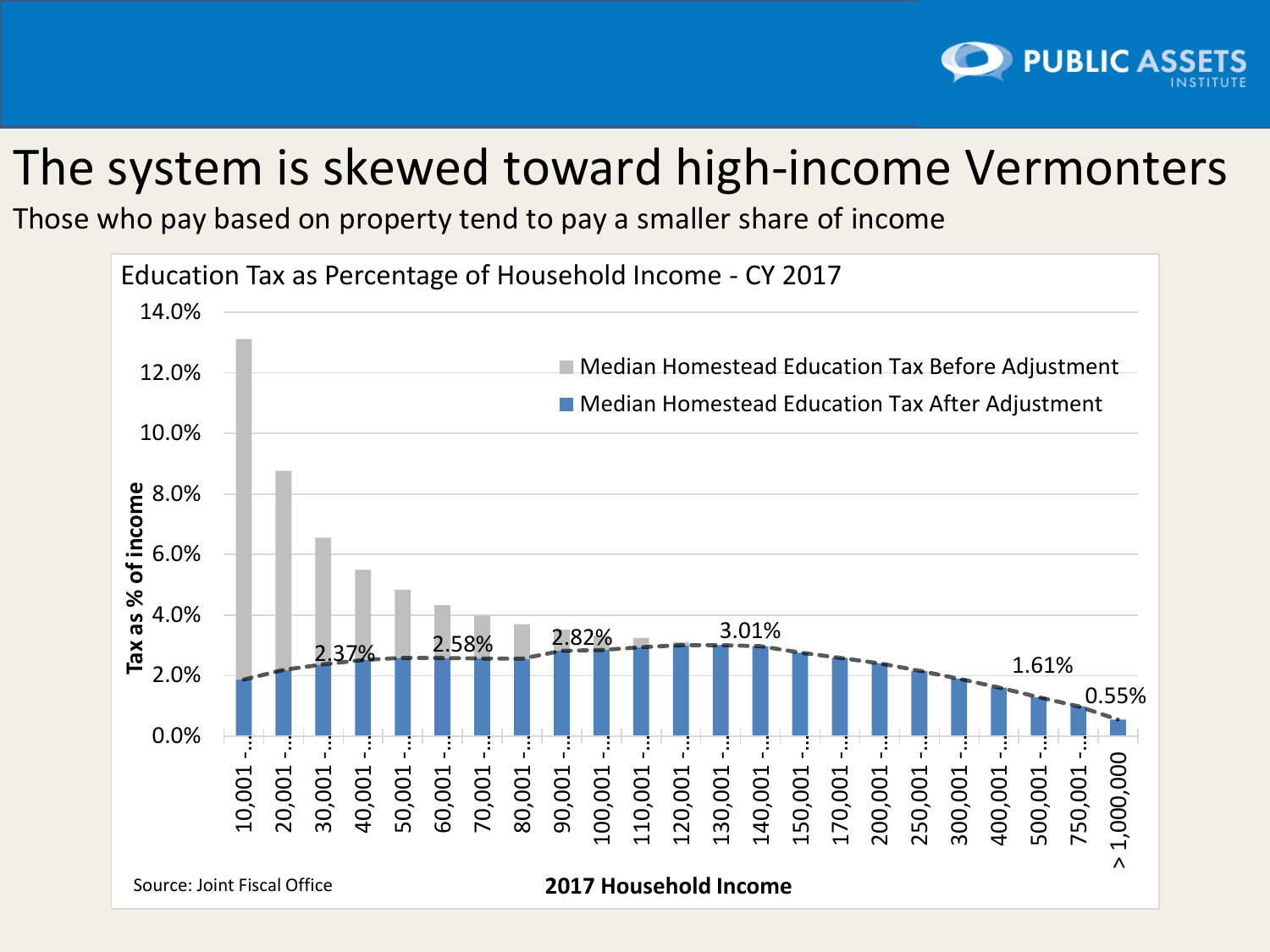# The system is skewed toward high-income Vermonters

Those who pay based on property tend to pay a smaller share of income

**Education Tax as Percentage of Household Income - CY 2017**

- Median Homestead Education Tax Before Adjustment
- Median Homestead Education Tax After Adjustment

| 2017 Household Income | Tax as % of income (labeled) |
|---|---|
| 10,001 -... | |
| 20,001 -... | |
| 30,001 -... | 2.37% |
| 40,001 -... | |
| 50,001 -... | |
| 60,001 -... | 2.58% |
| 70,001 -... | |
| 80,001 -... | |
| 90,001 -... | 2.82% |
| 100,001 -... | |
| 110,001 -... | |
| 120,001 -... | |
| 130,001 -... | 3.01% |
| 140,001 -... | |
| 150,001 -... | |
| 170,001 -... | |
| 200,001 -... | |
| 250,001 -... | |
| 300,001 -... | |
| 400,001 -... | 1.61% |
| 500,001 -... | |
| 750,001 -... | |
| > 1,000,000 | 0.55% |

Source: Joint Fiscal Office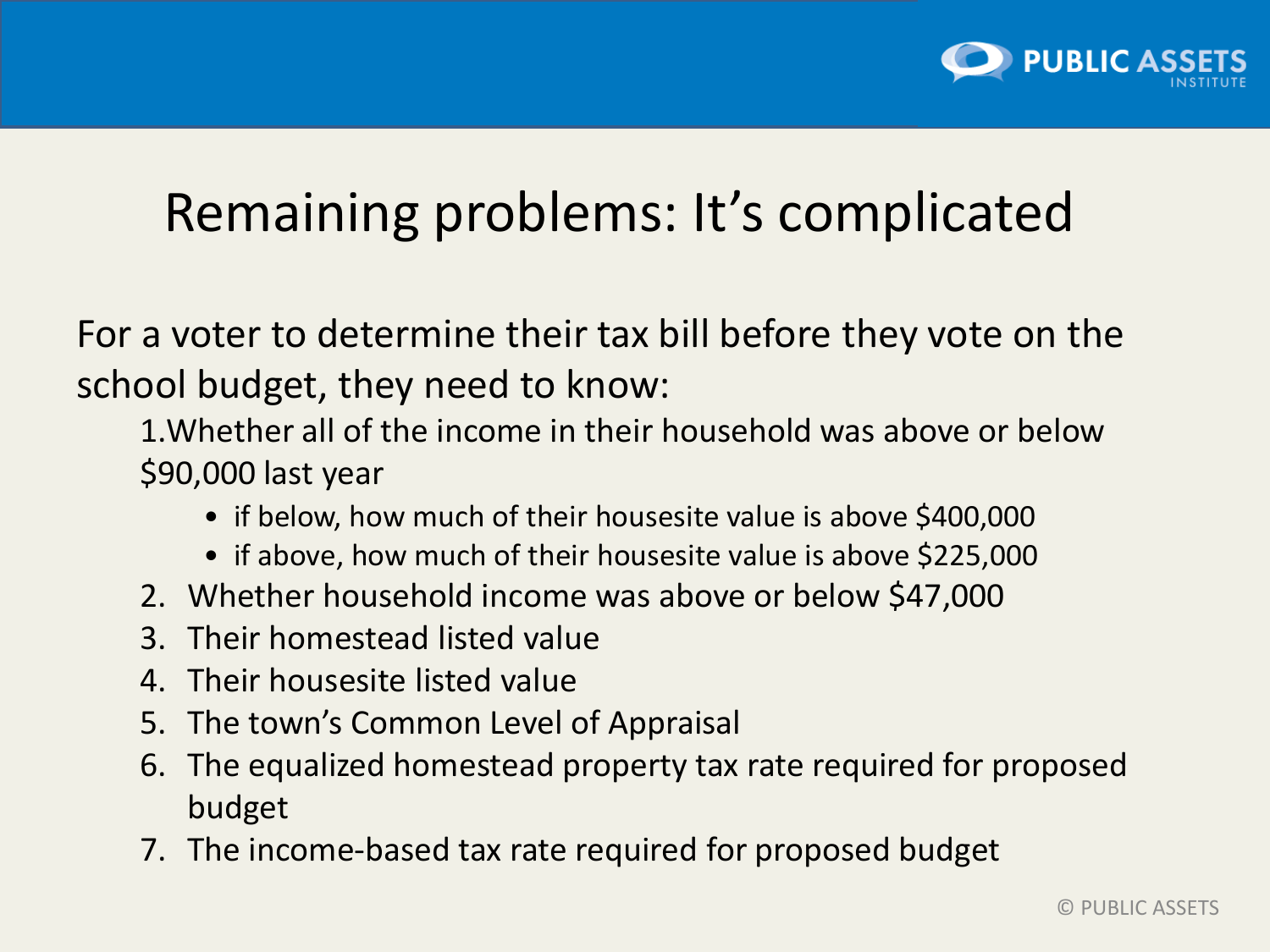# Remaining problems: It's complicated

For a voter to determine their tax bill before they vote on the school budget, they need to know:

1. Whether all of the income in their household was above or below $90,000 last year
   - if below, how much of their housesite value is above $400,000
   - if above, how much of their housesite value is above $225,000
2. Whether household income was above or below $47,000
3. Their homestead listed value
4. Their housesite listed value
5. The town's Common Level of Appraisal
6. The equalized homestead property tax rate required for proposed budget
7. The income-based tax rate required for proposed budget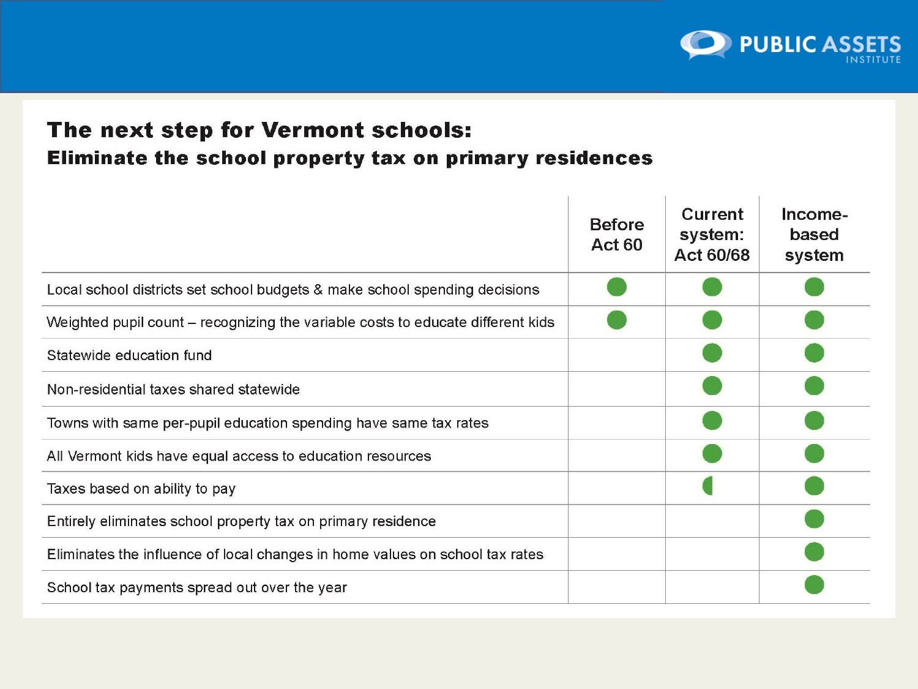PUBLIC ASSETS INSTITUTE

# The next step for Vermont schools:

## Eliminate the school property tax on primary residences

| | Before Act 60 | Current system: Act 60/68 | Income-based system |
|---|---|---|---|
| Local school districts set school budgets & make school spending decisions | ● | ● | ● |
| Weighted pupil count – recognizing the variable costs to educate different kids | ● | ● | ● |
| Statewide education fund | | ● | ● |
| Non-residential taxes shared statewide | | ● | ● |
| Towns with same per-pupil education spending have same tax rates | | ● | ● |
| All Vermont kids have equal access to education resources | | ● | ● |
| Taxes based on ability to pay | | ◐ | ● |
| Entirely eliminates school property tax on primary residence | | | ● |
| Eliminates the influence of local changes in home values on school tax rates | | | ● |
| School tax payments spread out over the year | | | ● |